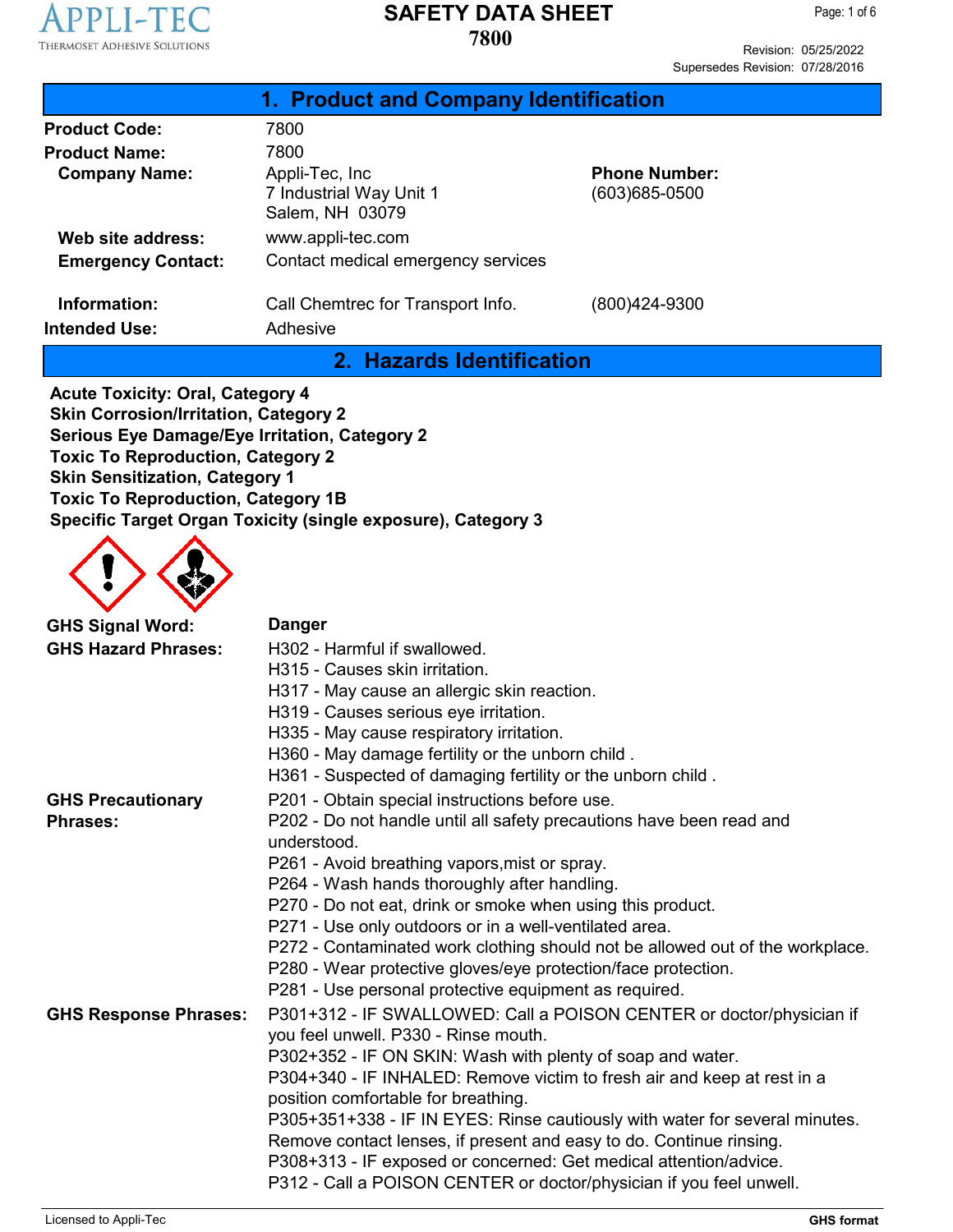# SAFETY DATA SHEET

# 7800

Revision: 05/25/2022
Supersedes Revision: 07/28/2016

## 1. Product and Company Identification

**Product Code:** 7800

**Product Name:** 7800

**Company Name:** Appli-Tec, Inc
7 Industrial Way Unit 1
Salem, NH 03079

**Phone Number:** (603)685-0500

**Web site address:** www.appli-tec.com

**Emergency Contact:** Contact medical emergency services

**Information:** Call Chemtrec for Transport Info. (800)424-9300

**Intended Use:** Adhesive

## 2. Hazards Identification

**Acute Toxicity: Oral, Category 4**
**Skin Corrosion/Irritation, Category 2**
**Serious Eye Damage/Eye Irritation, Category 2**
**Toxic To Reproduction, Category 2**
**Skin Sensitization, Category 1**
**Toxic To Reproduction, Category 1B**
**Specific Target Organ Toxicity (single exposure), Category 3**

**GHS Signal Word:** **Danger**

**GHS Hazard Phrases:**
H302 - Harmful if swallowed.
H315 - Causes skin irritation.
H317 - May cause an allergic skin reaction.
H319 - Causes serious eye irritation.
H335 - May cause respiratory irritation.
H360 - May damage fertility or the unborn child .
H361 - Suspected of damaging fertility or the unborn child .

**GHS Precautionary Phrases:**
P201 - Obtain special instructions before use.
P202 - Do not handle until all safety precautions have been read and understood.
P261 - Avoid breathing vapors,mist or spray.
P264 - Wash hands thoroughly after handling.
P270 - Do not eat, drink or smoke when using this product.
P271 - Use only outdoors or in a well-ventilated area.
P272 - Contaminated work clothing should not be allowed out of the workplace.
P280 - Wear protective gloves/eye protection/face protection.
P281 - Use personal protective equipment as required.

**GHS Response Phrases:**
P301+312 - IF SWALLOWED: Call a POISON CENTER or doctor/physician if you feel unwell. P330 - Rinse mouth.
P302+352 - IF ON SKIN: Wash with plenty of soap and water.
P304+340 - IF INHALED: Remove victim to fresh air and keep at rest in a position comfortable for breathing.
P305+351+338 - IF IN EYES: Rinse cautiously with water for several minutes. Remove contact lenses, if present and easy to do. Continue rinsing.
P308+313 - IF exposed or concerned: Get medical attention/advice.
P312 - Call a POISON CENTER or doctor/physician if you feel unwell.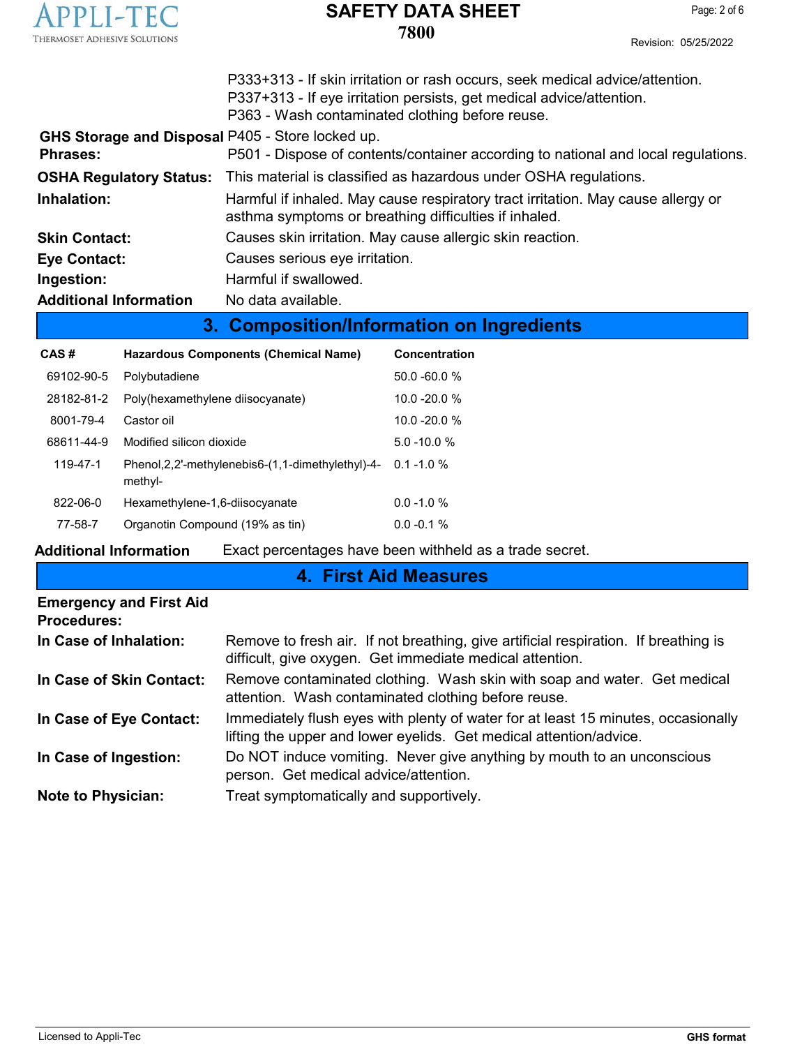P333+313 - If skin irritation or rash occurs, seek medical advice/attention.
P337+313 - If eye irritation persists, get medical advice/attention.
P363 - Wash contaminated clothing before reuse.

**GHS Storage and Disposal Phrases:** P405 - Store locked up.
P501 - Dispose of contents/container according to national and local regulations.

**OSHA Regulatory Status:** This material is classified as hazardous under OSHA regulations.

**Inhalation:** Harmful if inhaled. May cause respiratory tract irritation. May cause allergy or asthma symptoms or breathing difficulties if inhaled.

**Skin Contact:** Causes skin irritation. May cause allergic skin reaction.

**Eye Contact:** Causes serious eye irritation.

**Ingestion:** Harmful if swallowed.

**Additional Information** No data available.

## 3. Composition/Information on Ingredients

| CAS # | Hazardous Components (Chemical Name) | Concentration |
|---|---|---|
| 69102-90-5 | Polybutadiene | 50.0 -60.0 % |
| 28182-81-2 | Poly(hexamethylene diisocyanate) | 10.0 -20.0 % |
| 8001-79-4 | Castor oil | 10.0 -20.0 % |
| 68611-44-9 | Modified silicon dioxide | 5.0 -10.0 % |
| 119-47-1 | Phenol,2,2'-methylenebis6-(1,1-dimethylethyl)-4-methyl- | 0.1 -1.0 % |
| 822-06-0 | Hexamethylene-1,6-diisocyanate | 0.0 -1.0 % |
| 77-58-7 | Organotin Compound (19% as tin) | 0.0 -0.1 % |

**Additional Information** Exact percentages have been withheld as a trade secret.

## 4. First Aid Measures

**Emergency and First Aid Procedures:**

**In Case of Inhalation:** Remove to fresh air. If not breathing, give artificial respiration. If breathing is difficult, give oxygen. Get immediate medical attention.

**In Case of Skin Contact:** Remove contaminated clothing. Wash skin with soap and water. Get medical attention. Wash contaminated clothing before reuse.

**In Case of Eye Contact:** Immediately flush eyes with plenty of water for at least 15 minutes, occasionally lifting the upper and lower eyelids. Get medical attention/advice.

**In Case of Ingestion:** Do NOT induce vomiting. Never give anything by mouth to an unconscious person. Get medical advice/attention.

**Note to Physician:** Treat symptomatically and supportively.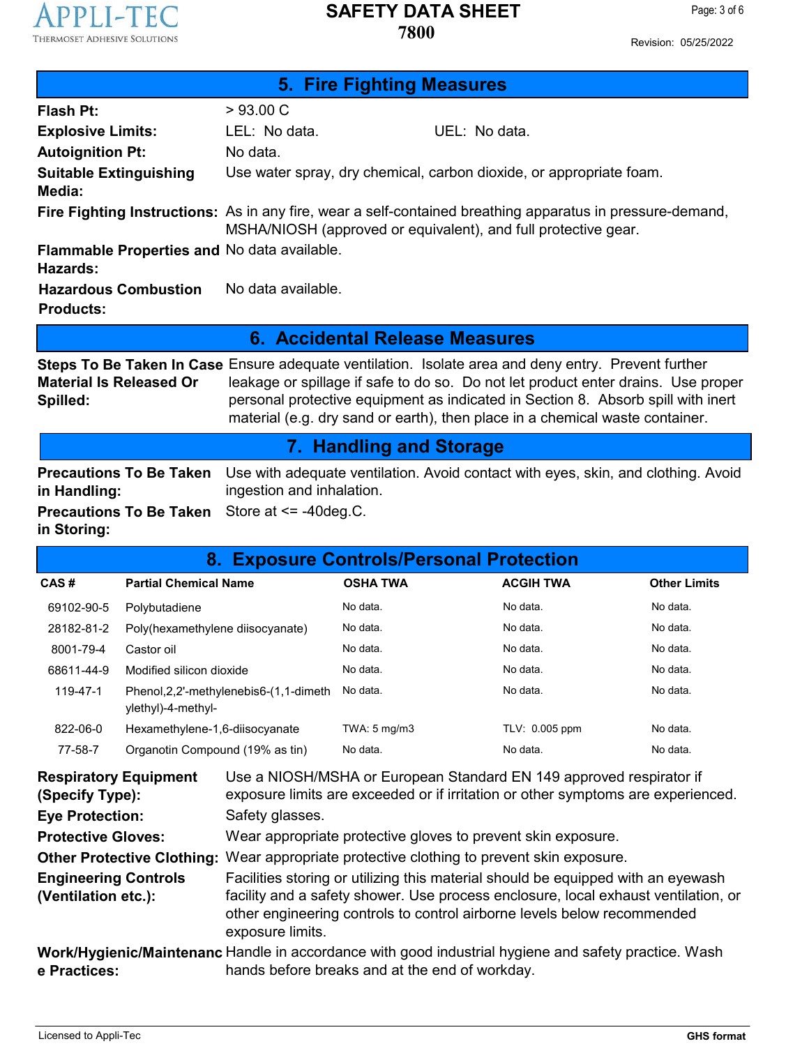## 5. Fire Fighting Measures

**Flash Pt:** > 93.00 C

**Explosive Limits:** LEL: No data. UEL: No data.

**Autoignition Pt:** No data.

**Suitable Extinguishing Media:** Use water spray, dry chemical, carbon dioxide, or appropriate foam.

**Fire Fighting Instructions:** As in any fire, wear a self-contained breathing apparatus in pressure-demand, MSHA/NIOSH (approved or equivalent), and full protective gear.

**Flammable Properties and Hazards:** No data available.

**Hazardous Combustion Products:** No data available.

## 6. Accidental Release Measures

**Steps To Be Taken In Case Material Is Released Or Spilled:** Ensure adequate ventilation. Isolate area and deny entry. Prevent further leakage or spillage if safe to do so. Do not let product enter drains. Use proper personal protective equipment as indicated in Section 8. Absorb spill with inert material (e.g. dry sand or earth), then place in a chemical waste container.

## 7. Handling and Storage

**Precautions To Be Taken in Handling:** Use with adequate ventilation. Avoid contact with eyes, skin, and clothing. Avoid ingestion and inhalation.

**Precautions To Be Taken in Storing:** Store at <= -40deg.C.

## 8. Exposure Controls/Personal Protection

| CAS # | Partial Chemical Name | OSHA TWA | ACGIH TWA | Other Limits |
|---|---|---|---|---|
| 69102-90-5 | Polybutadiene | No data. | No data. | No data. |
| 28182-81-2 | Poly(hexamethylene diisocyanate) | No data. | No data. | No data. |
| 8001-79-4 | Castor oil | No data. | No data. | No data. |
| 68611-44-9 | Modified silicon dioxide | No data. | No data. | No data. |
| 119-47-1 | Phenol,2,2'-methylenebis6-(1,1-dimethylethyl)-4-methyl- | No data. | No data. | No data. |
| 822-06-0 | Hexamethylene-1,6-diisocyanate | TWA: 5 mg/m3 | TLV: 0.005 ppm | No data. |
| 77-58-7 | Organotin Compound (19% as tin) | No data. | No data. | No data. |

**Respiratory Equipment (Specify Type):** Use a NIOSH/MSHA or European Standard EN 149 approved respirator if exposure limits are exceeded or if irritation or other symptoms are experienced.

**Eye Protection:** Safety glasses.

**Protective Gloves:** Wear appropriate protective gloves to prevent skin exposure.

**Other Protective Clothing:** Wear appropriate protective clothing to prevent skin exposure.

**Engineering Controls (Ventilation etc.):** Facilities storing or utilizing this material should be equipped with an eyewash facility and a safety shower. Use process enclosure, local exhaust ventilation, or other engineering controls to control airborne levels below recommended exposure limits.

**Work/Hygienic/Maintenance Practices:** Handle in accordance with good industrial hygiene and safety practice. Wash hands before breaks and at the end of workday.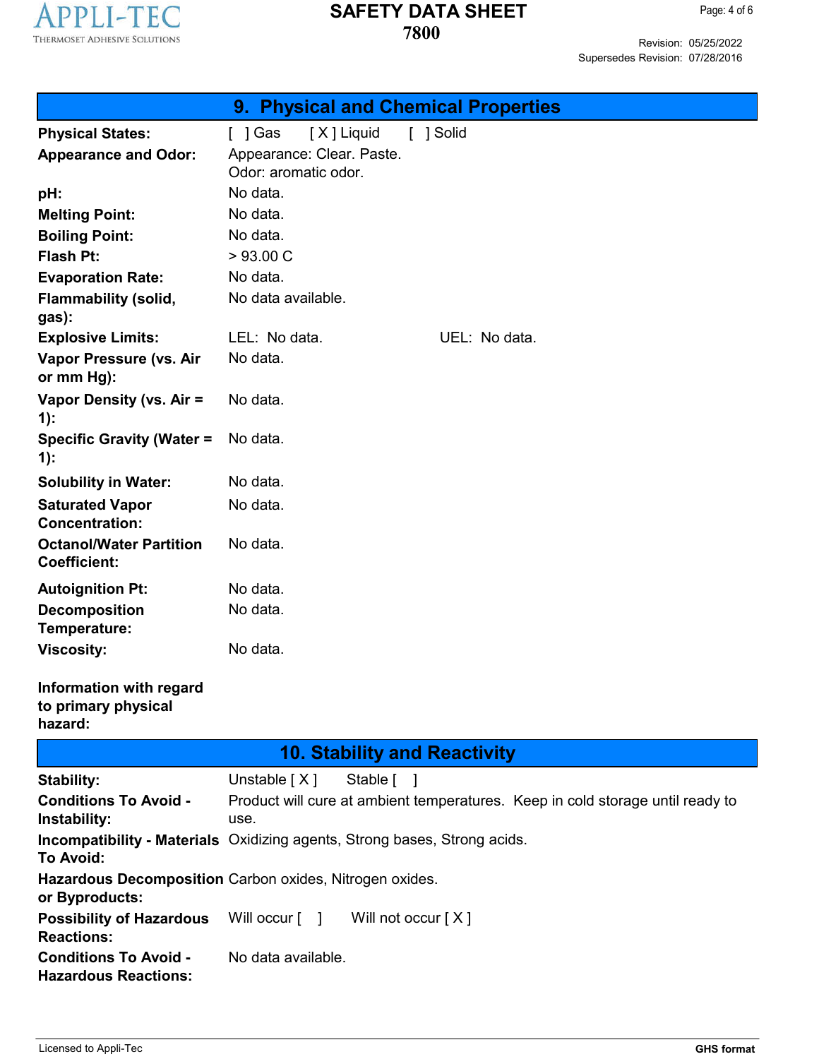## 9. Physical and Chemical Properties

| | |
|---|---|
| **Physical States:** | [ ] Gas [ X ] Liquid [ ] Solid |
| **Appearance and Odor:** | Appearance: Clear. Paste.<br>Odor: aromatic odor. |
| **pH:** | No data. |
| **Melting Point:** | No data. |
| **Boiling Point:** | No data. |
| **Flash Pt:** | > 93.00 C |
| **Evaporation Rate:** | No data. |
| **Flammability (solid, gas):** | No data available. |
| **Explosive Limits:** | LEL: No data. UEL: No data. |
| **Vapor Pressure (vs. Air or mm Hg):** | No data. |
| **Vapor Density (vs. Air = 1):** | No data. |
| **Specific Gravity (Water = 1):** | No data. |
| **Solubility in Water:** | No data. |
| **Saturated Vapor Concentration:** | No data. |
| **Octanol/Water Partition Coefficient:** | No data. |
| **Autoignition Pt:** | No data. |
| **Decomposition Temperature:** | No data. |
| **Viscosity:** | No data. |
| **Information with regard to primary physical hazard:** | |

## 10. Stability and Reactivity

| | |
|---|---|
| **Stability:** | Unstable [ X ] Stable [ ] |
| **Conditions To Avoid - Instability:** | Product will cure at ambient temperatures. Keep in cold storage until ready to use. |
| **Incompatibility - Materials To Avoid:** | Oxidizing agents, Strong bases, Strong acids. |
| **Hazardous Decomposition or Byproducts:** | Carbon oxides, Nitrogen oxides. |
| **Possibility of Hazardous Reactions:** | Will occur [ ] Will not occur [ X ] |
| **Conditions To Avoid - Hazardous Reactions:** | No data available. |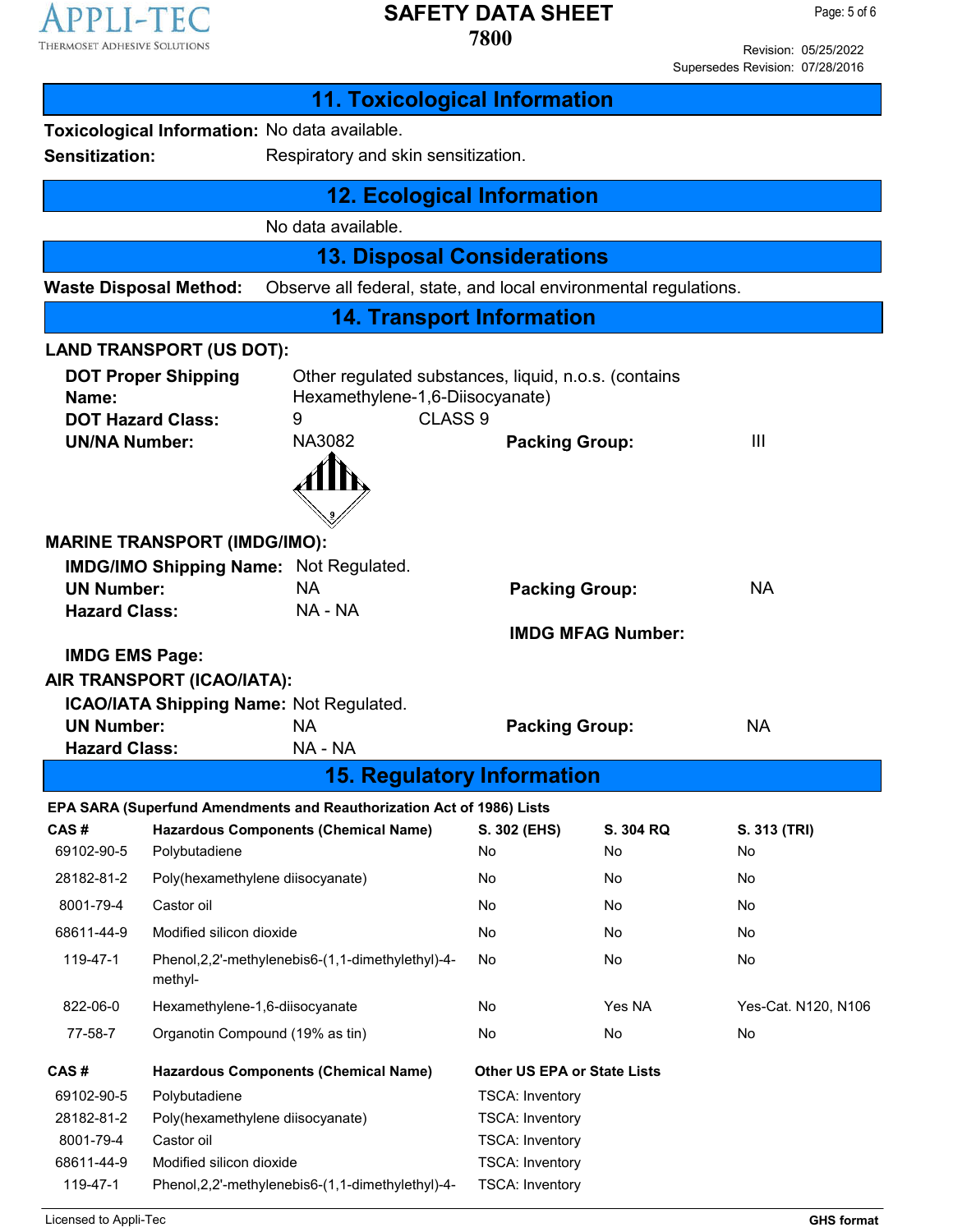## 11. Toxicological Information

**Toxicological Information:** No data available.

**Sensitization:** Respiratory and skin sensitization.

## 12. Ecological Information

No data available.

## 13. Disposal Considerations

**Waste Disposal Method:** Observe all federal, state, and local environmental regulations.

## 14. Transport Information

**LAND TRANSPORT (US DOT):**

**DOT Proper Shipping Name:** Other regulated substances, liquid, n.o.s. (contains Hexamethylene-1,6-Diisocyanate)

**DOT Hazard Class:** 9 CLASS 9

**UN/NA Number:** NA3082 **Packing Group:** III

**MARINE TRANSPORT (IMDG/IMO):**

**IMDG/IMO Shipping Name:** Not Regulated.

**UN Number:** NA **Packing Group:** NA

**Hazard Class:** NA - NA

**IMDG MFAG Number:**

**IMDG EMS Page:**

**AIR TRANSPORT (ICAO/IATA):**

**ICAO/IATA Shipping Name:** Not Regulated.

**UN Number:** NA **Packing Group:** NA

**Hazard Class:** NA - NA

## 15. Regulatory Information

**EPA SARA (Superfund Amendments and Reauthorization Act of 1986) Lists**

| CAS # | Hazardous Components (Chemical Name) | S. 302 (EHS) | S. 304 RQ | S. 313 (TRI) |
|---|---|---|---|---|
| 69102-90-5 | Polybutadiene | No | No | No |
| 28182-81-2 | Poly(hexamethylene diisocyanate) | No | No | No |
| 8001-79-4 | Castor oil | No | No | No |
| 68611-44-9 | Modified silicon dioxide | No | No | No |
| 119-47-1 | Phenol,2,2'-methylenebis6-(1,1-dimethylethyl)-4-methyl- | No | No | No |
| 822-06-0 | Hexamethylene-1,6-diisocyanate | No | Yes NA | Yes-Cat. N120, N106 |
| 77-58-7 | Organotin Compound (19% as tin) | No | No | No |

| CAS # | Hazardous Components (Chemical Name) | Other US EPA or State Lists |
|---|---|---|
| 69102-90-5 | Polybutadiene | TSCA: Inventory |
| 28182-81-2 | Poly(hexamethylene diisocyanate) | TSCA: Inventory |
| 8001-79-4 | Castor oil | TSCA: Inventory |
| 68611-44-9 | Modified silicon dioxide | TSCA: Inventory |
| 119-47-1 | Phenol,2,2'-methylenebis6-(1,1-dimethylethyl)-4- | TSCA: Inventory |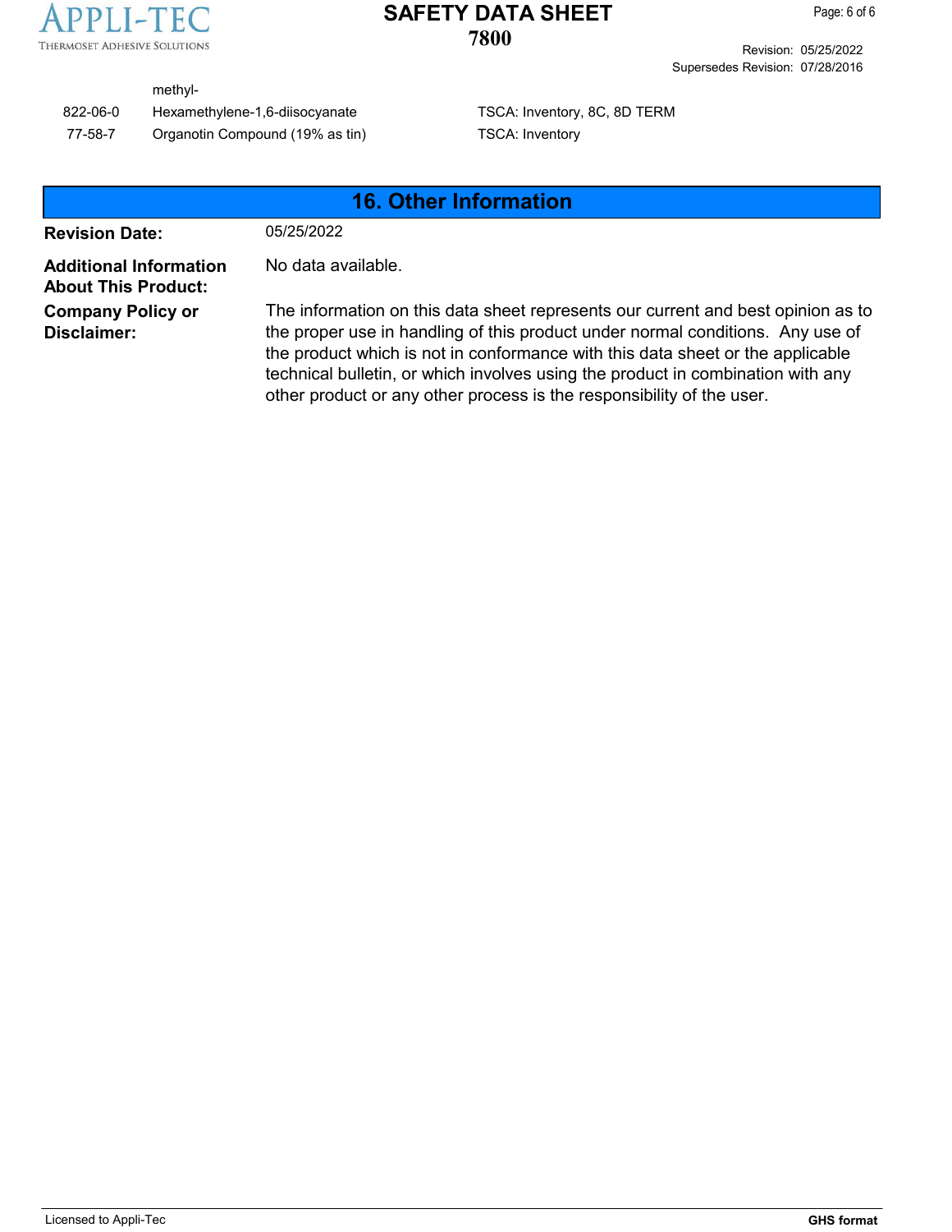| | | |
|---|---|---|
| | methyl- | |
| 822-06-0 | Hexamethylene-1,6-diisocyanate | TSCA: Inventory, 8C, 8D TERM |
| 77-58-7 | Organotin Compound (19% as tin) | TSCA: Inventory |

## 16. Other Information

**Revision Date:** 05/25/2022

**Additional Information About This Product:** No data available.

**Company Policy or Disclaimer:** The information on this data sheet represents our current and best opinion as to the proper use in handling of this product under normal conditions. Any use of the product which is not in conformance with this data sheet or the applicable technical bulletin, or which involves using the product in combination with any other product or any other process is the responsibility of the user.